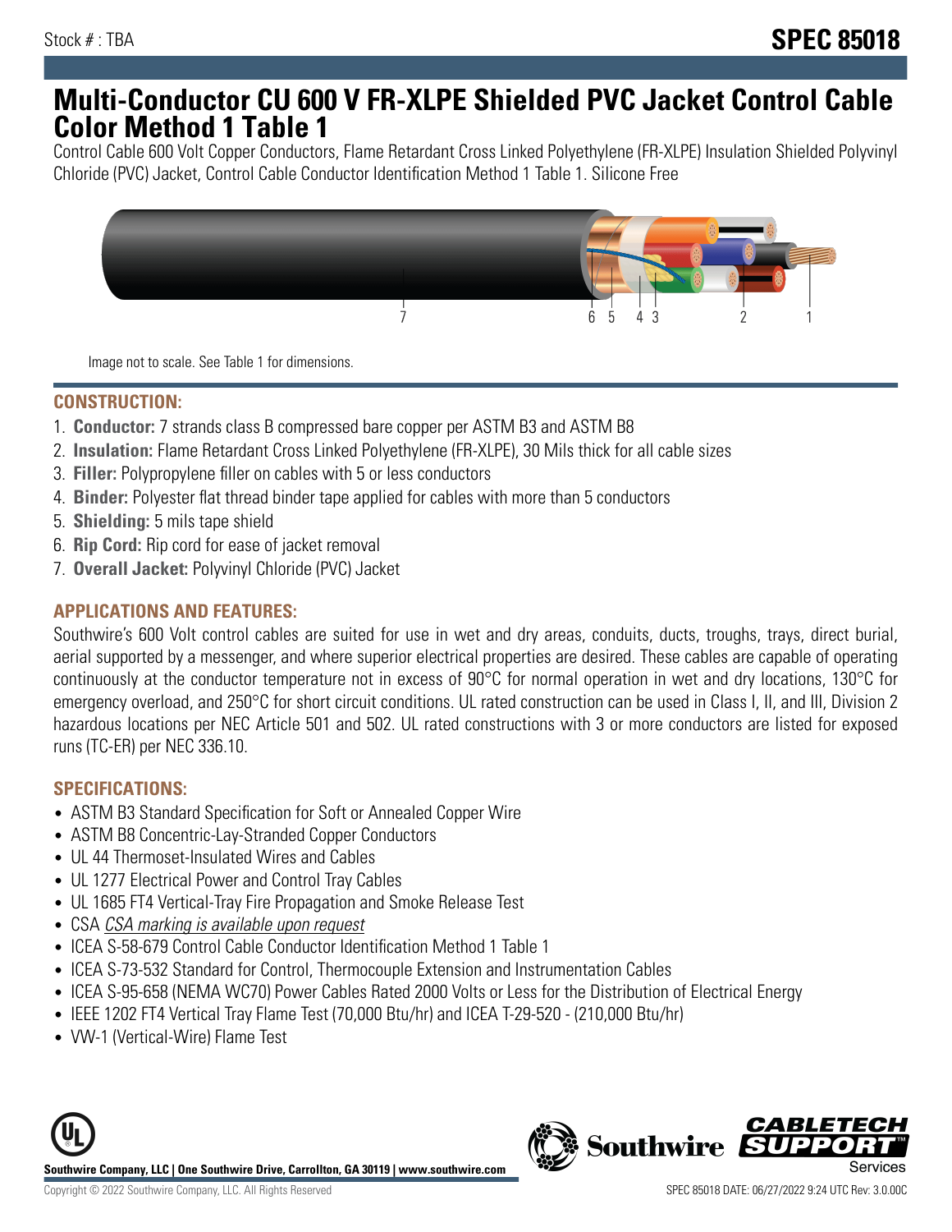Stock # : TBA

# SPEC 85018

# Multi-Conductor CU 600 V FR-XLPE Shielded PVC Jacket Control Cable Color Method 1 Table 1

Control Cable 600 Volt Copper Conductors, Flame Retardant Cross Linked Polyethylene (FR-XLPE) Insulation Shielded Polyvinyl Chloride (PVC) Jacket, Control Cable Conductor Identification Method 1 Table 1. Silicone Free

Image not to scale. See Table 1 for dimensions.

## CONSTRUCTION:

1. **Conductor:** 7 strands class B compressed bare copper per ASTM B3 and ASTM B8
2. **Insulation:** Flame Retardant Cross Linked Polyethylene (FR-XLPE), 30 Mils thick for all cable sizes
3. **Filler:** Polypropylene filler on cables with 5 or less conductors
4. **Binder:** Polyester flat thread binder tape applied for cables with more than 5 conductors
5. **Shielding:** 5 mils tape shield
6. **Rip Cord:** Rip cord for ease of jacket removal
7. **Overall Jacket:** Polyvinyl Chloride (PVC) Jacket

## APPLICATIONS AND FEATURES:

Southwire's 600 Volt control cables are suited for use in wet and dry areas, conduits, ducts, troughs, trays, direct burial, aerial supported by a messenger, and where superior electrical properties are desired. These cables are capable of operating continuously at the conductor temperature not in excess of 90°C for normal operation in wet and dry locations, 130°C for emergency overload, and 250°C for short circuit conditions. UL rated construction can be used in Class I, II, and III, Division 2 hazardous locations per NEC Article 501 and 502. UL rated constructions with 3 or more conductors are listed for exposed runs (TC-ER) per NEC 336.10.

## SPECIFICATIONS:

- ASTM B3 Standard Specification for Soft or Annealed Copper Wire
- ASTM B8 Concentric-Lay-Stranded Copper Conductors
- UL 44 Thermoset-Insulated Wires and Cables
- UL 1277 Electrical Power and Control Tray Cables
- UL 1685 FT4 Vertical-Tray Fire Propagation and Smoke Release Test
- CSA *CSA marking is available upon request*
- ICEA S-58-679 Control Cable Conductor Identification Method 1 Table 1
- ICEA S-73-532 Standard for Control, Thermocouple Extension and Instrumentation Cables
- ICEA S-95-658 (NEMA WC70) Power Cables Rated 2000 Volts or Less for the Distribution of Electrical Energy
- IEEE 1202 FT4 Vertical Tray Flame Test (70,000 Btu/hr) and ICEA T-29-520 - (210,000 Btu/hr)
- VW-1 (Vertical-Wire) Flame Test

**Southwire Company, LLC | One Southwire Drive, Carrollton, GA 30119 | www.southwire.com**

Copyright © 2022 Southwire Company, LLC. All Rights Reserved

SPEC 85018 DATE: 06/27/2022 9:24 UTC Rev: 3.0.00C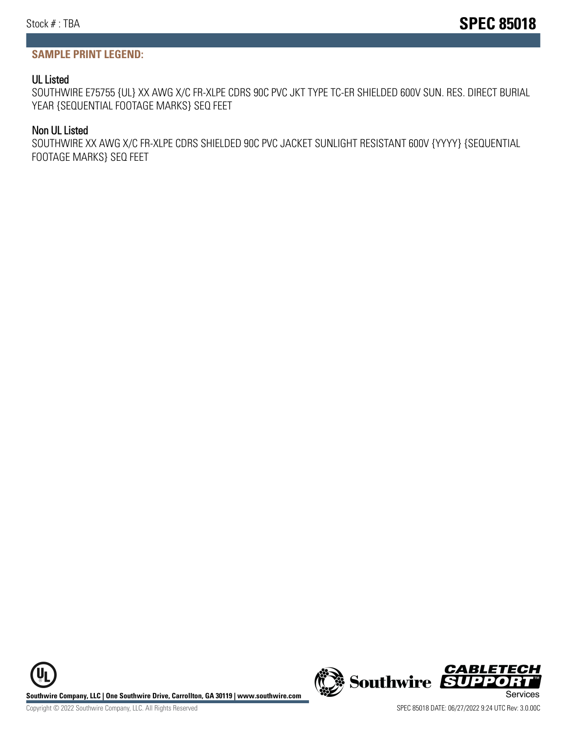## SAMPLE PRINT LEGEND:

### UL Listed

SOUTHWIRE E75755 {UL} XX AWG X/C FR-XLPE CDRS 90C PVC JKT TYPE TC-ER SHIELDED 600V SUN. RES. DIRECT BURIAL YEAR {SEQUENTIAL FOOTAGE MARKS} SEQ FEET

### Non UL Listed

SOUTHWIRE XX AWG X/C FR-XLPE CDRS SHIELDED 90C PVC JACKET SUNLIGHT RESISTANT 600V {YYYY} {SEQUENTIAL FOOTAGE MARKS} SEQ FEET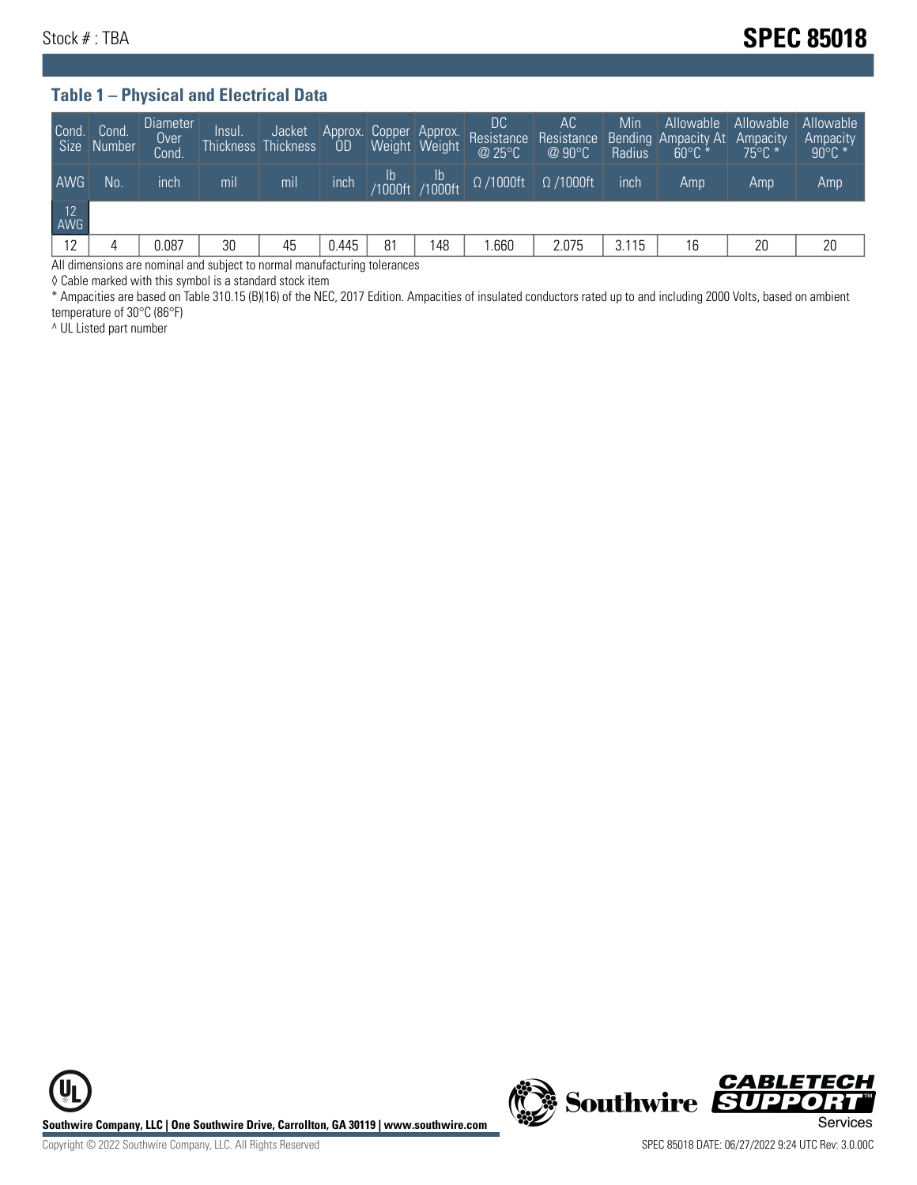Stock # : TBA

# SPEC 85018

### Table 1 – Physical and Electrical Data

| Cond. Size | Cond. Number | Diameter Over Cond. | Insul. Thickness | Jacket Thickness | Approx. OD | Copper Weight | Approx. Weight | DC Resistance @ 25°C | AC Resistance @ 90°C | Min Bending Radius | Allowable Ampacity At 60°C * | Allowable Ampacity 75°C * | Allowable Ampacity 90°C * |
|---|---|---|---|---|---|---|---|---|---|---|---|---|---|
| AWG | No. | inch | mil | mil | inch | lb /1000ft | lb /1000ft | Ω /1000ft | Ω /1000ft | inch | Amp | Amp | Amp |
| 12 AWG | | | | | | | | | | | | | |
| 12 | 4 | 0.087 | 30 | 45 | 0.445 | 81 | 148 | 1.660 | 2.075 | 3.115 | 16 | 20 | 20 |

All dimensions are nominal and subject to normal manufacturing tolerances

◊ Cable marked with this symbol is a standard stock item

* Ampacities are based on Table 310.15 (B)(16) of the NEC, 2017 Edition. Ampacities of insulated conductors rated up to and including 2000 Volts, based on ambient temperature of 30°C (86°F)

^ UL Listed part number

**Southwire Company, LLC | One Southwire Drive, Carrollton, GA 30119 | www.southwire.com**

Copyright © 2022 Southwire Company, LLC. All Rights Reserved

SPEC 85018 DATE: 06/27/2022 9:24 UTC Rev: 3.0.00C